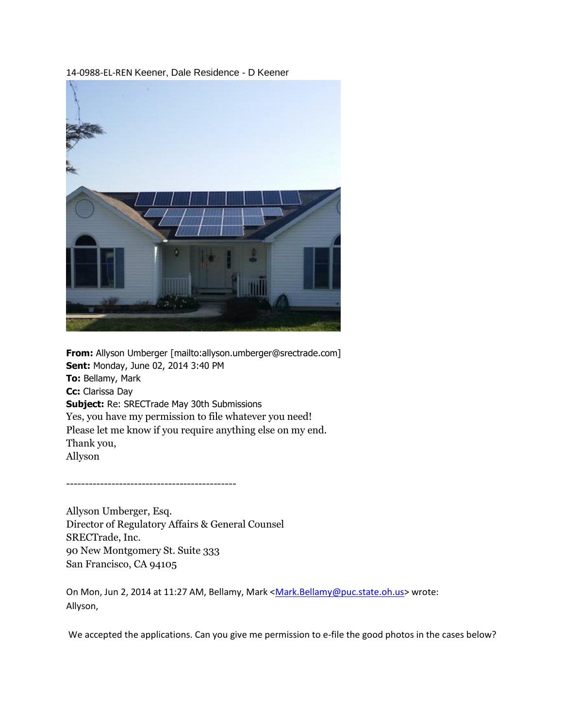14-0988-EL-REN Keener, Dale Residence - D Keener

**From:** Allyson Umberger [mailto:allyson.umberger@srectrade.com]
**Sent:** Monday, June 02, 2014 3:40 PM
**To:** Bellamy, Mark
**Cc:** Clarissa Day
**Subject:** Re: SRECTrade May 30th Submissions

Yes, you have my permission to file whatever you need!
Please let me know if you require anything else on my end.
Thank you,
Allyson

---------------------------------------------

Allyson Umberger, Esq.
Director of Regulatory Affairs & General Counsel
SRECTrade, Inc.
90 New Montgomery St. Suite 333
San Francisco, CA 94105

On Mon, Jun 2, 2014 at 11:27 AM, Bellamy, Mark <Mark.Bellamy@puc.state.oh.us> wrote:
Allyson,

We accepted the applications. Can you give me permission to e-file the good photos in the cases below?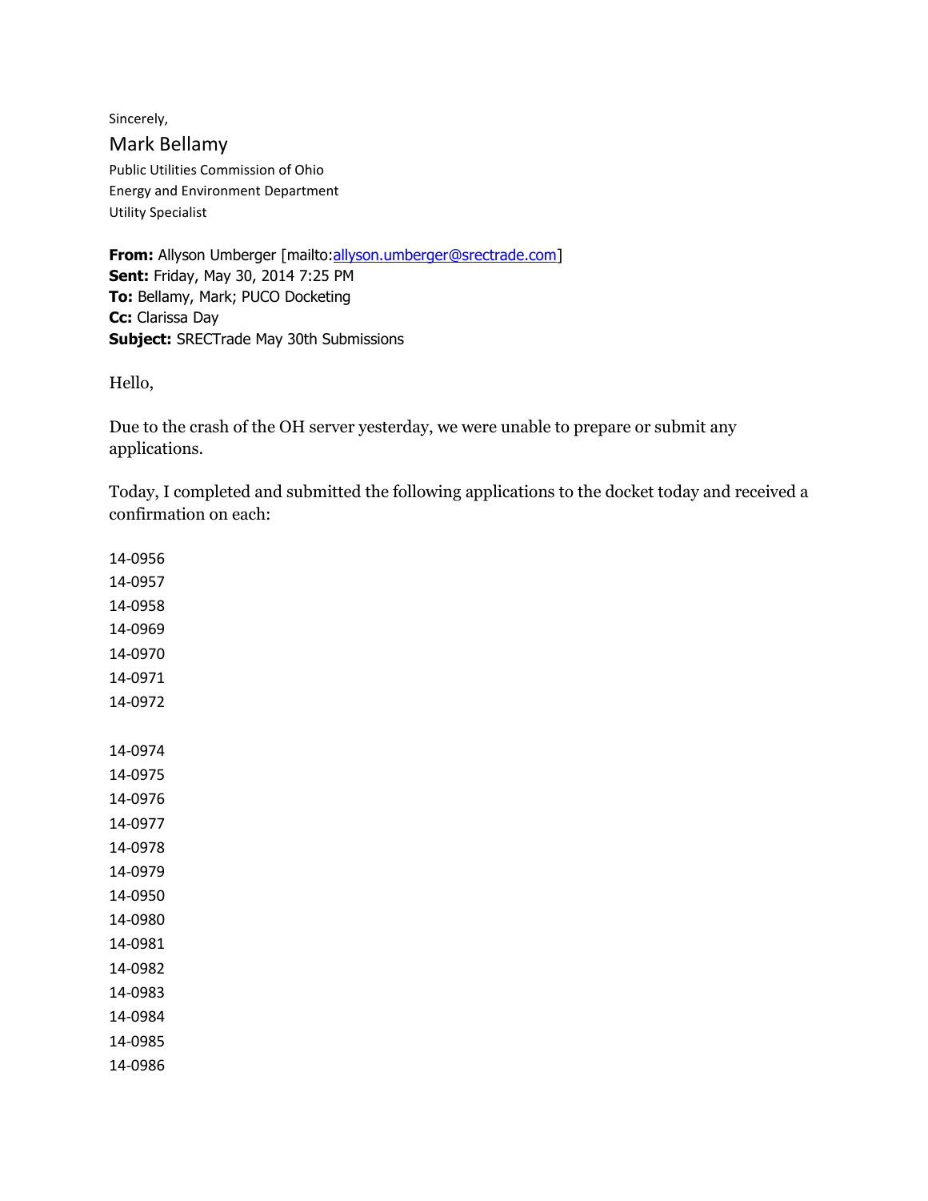Sincerely,

Mark Bellamy

Public Utilities Commission of Ohio
Energy and Environment Department
Utility Specialist

**From:** Allyson Umberger [mailto:allyson.umberger@srectrade.com]
**Sent:** Friday, May 30, 2014 7:25 PM
**To:** Bellamy, Mark; PUCO Docketing
**Cc:** Clarissa Day
**Subject:** SRECTrade May 30th Submissions

Hello,

Due to the crash of the OH server yesterday, we were unable to prepare or submit any applications.

Today, I completed and submitted the following applications to the docket today and received a confirmation on each:

14-0956
14-0957
14-0958
14-0969
14-0970
14-0971
14-0972

14-0974
14-0975
14-0976
14-0977
14-0978
14-0979
14-0950
14-0980
14-0981
14-0982
14-0983
14-0984
14-0985
14-0986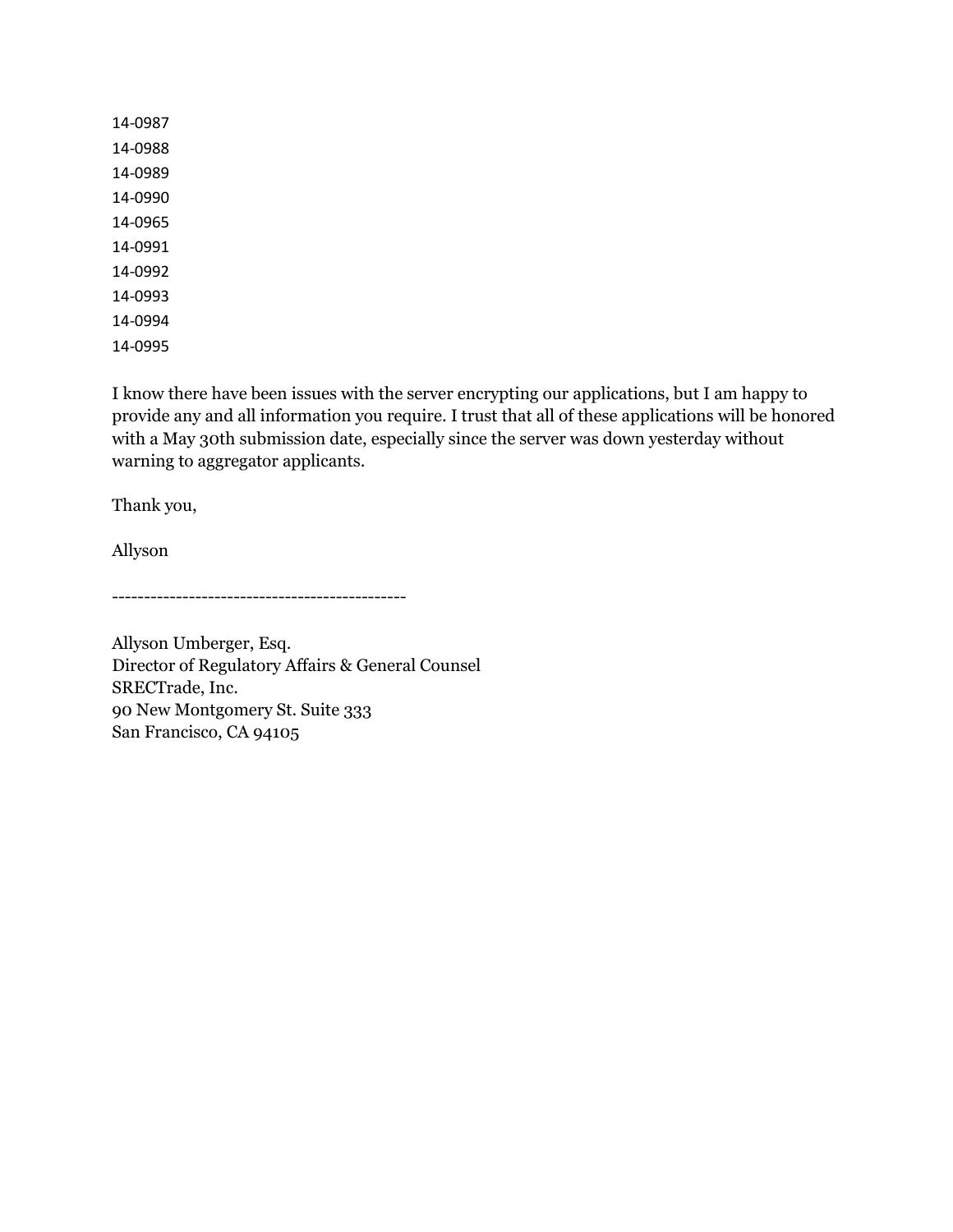14-0987  
14-0988  
14-0989  
14-0990  
14-0965  
14-0991  
14-0992  
14-0993  
14-0994  
14-0995

I know there have been issues with the server encrypting our applications, but I am happy to provide any and all information you require. I trust that all of these applications will be honored with a May 30th submission date, especially since the server was down yesterday without warning to aggregator applicants.

Thank you,

Allyson

----------------------------------------------

Allyson Umberger, Esq.  
Director of Regulatory Affairs & General Counsel  
SRECTrade, Inc.  
90 New Montgomery St. Suite 333  
San Francisco, CA 94105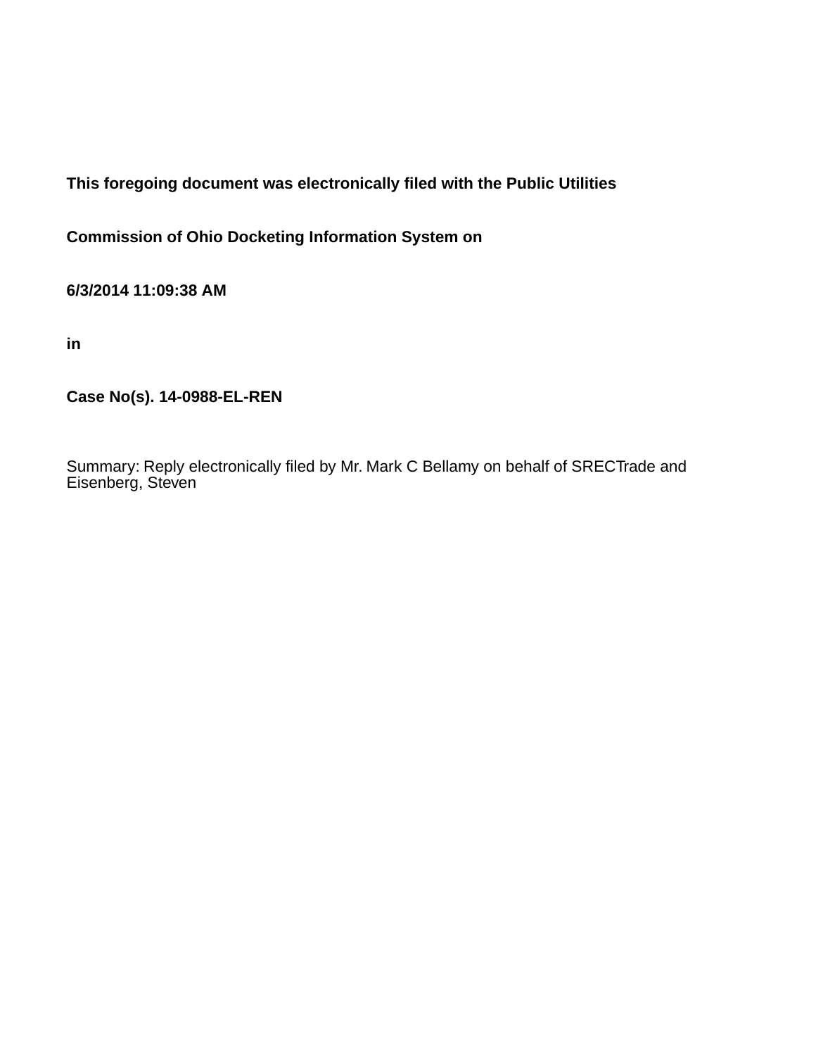**This foregoing document was electronically filed with the Public Utilities**

**Commission of Ohio Docketing Information System on**

**6/3/2014 11:09:38 AM**

**in**

**Case No(s). 14-0988-EL-REN**

Summary: Reply electronically filed by Mr. Mark C Bellamy on behalf of SRECTrade and Eisenberg, Steven